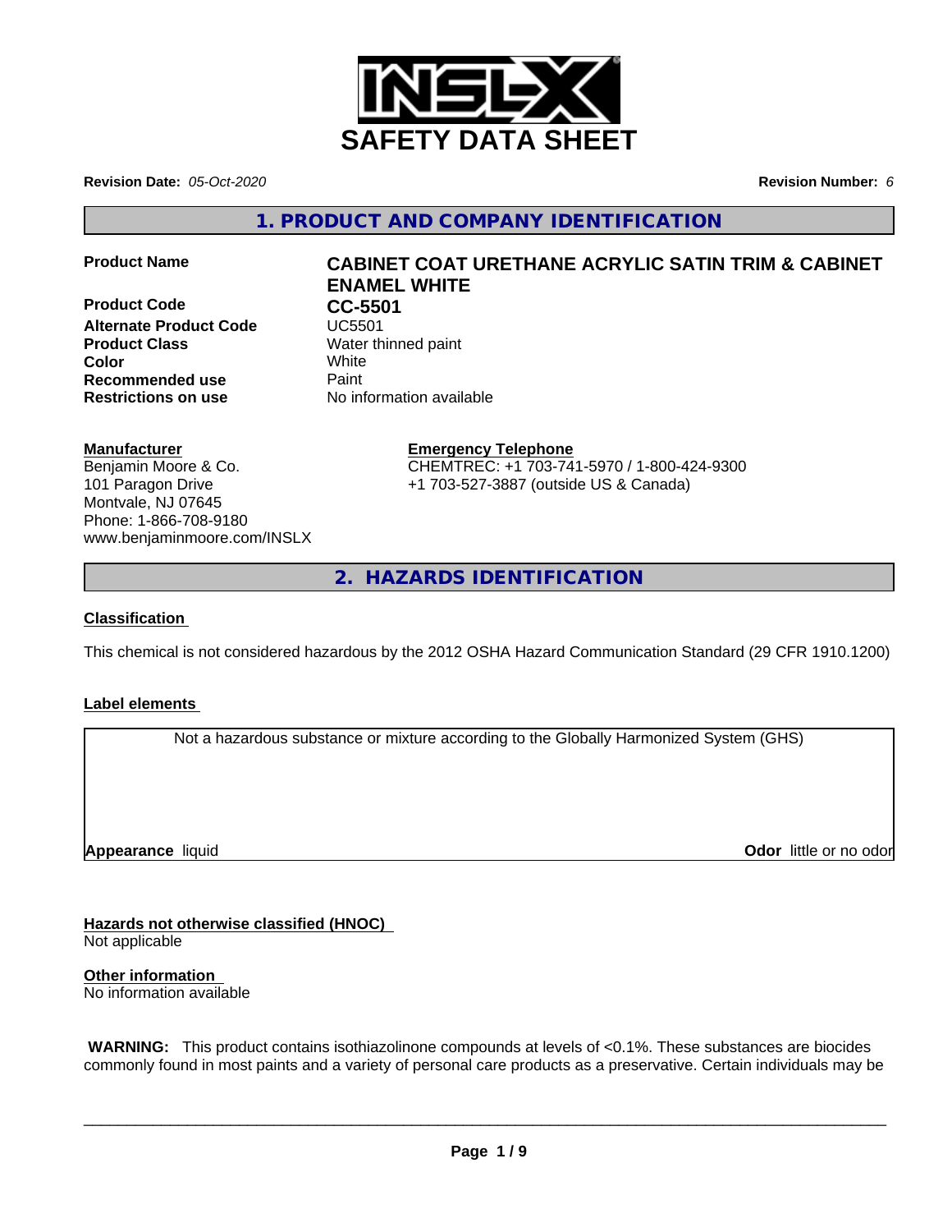# SAFETY DATA SHEET

**Revision Date:** *05-Oct-2020* **Revision Number:** *6*

## 1. PRODUCT AND COMPANY IDENTIFICATION

| | |
|---|---|
| **Product Name** | **CABINET COAT URETHANE ACRYLIC SATIN TRIM & CABINET ENAMEL WHITE** |
| **Product Code** | **CC-5501** |
| **Alternate Product Code** | UC5501 |
| **Product Class** | Water thinned paint |
| **Color** | White |
| **Recommended use** | Paint |
| **Restrictions on use** | No information available |

**Manufacturer**
Benjamin Moore & Co.
101 Paragon Drive
Montvale, NJ 07645
Phone: 1-866-708-9180
www.benjaminmoore.com/INSLX

**Emergency Telephone**
CHEMTREC: +1 703-741-5970 / 1-800-424-9300
+1 703-527-3887 (outside US & Canada)

## 2. HAZARDS IDENTIFICATION

**Classification**

This chemical is not considered hazardous by the 2012 OSHA Hazard Communication Standard (29 CFR 1910.1200)

**Label elements**

Not a hazardous substance or mixture according to the Globally Harmonized System (GHS)

**Appearance** liquid **Odor** little or no odor

**Hazards not otherwise classified (HNOC)**
Not applicable

**Other information**
No information available

**WARNING:** This product contains isothiazolinone compounds at levels of <0.1%. These substances are biocides commonly found in most paints and a variety of personal care products as a preservative. Certain individuals may be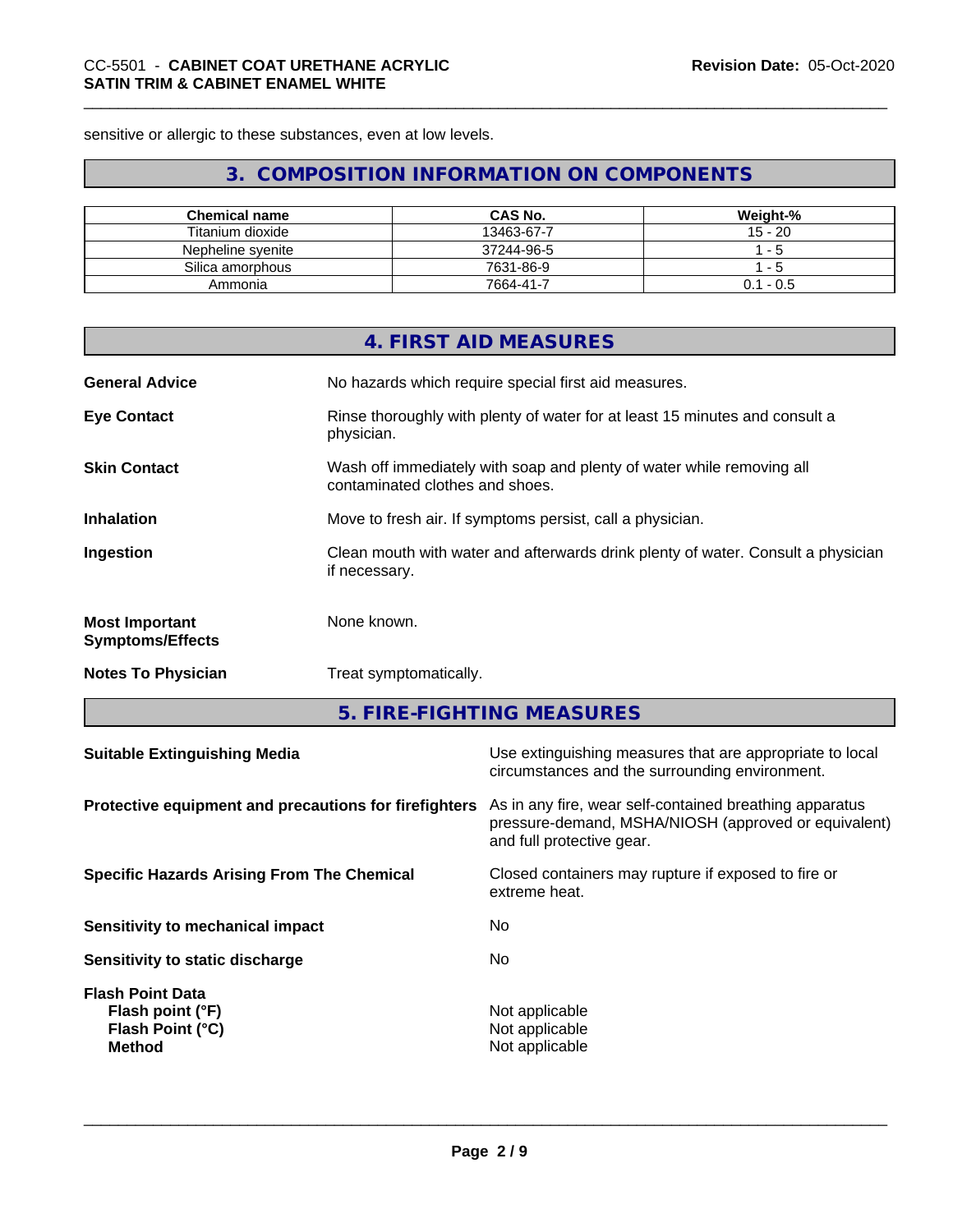sensitive or allergic to these substances, even at low levels.

## 3. COMPOSITION INFORMATION ON COMPONENTS

| Chemical name | CAS No. | Weight-% |
|---|---|---|
| Titanium dioxide | 13463-67-7 | 15 - 20 |
| Nepheline syenite | 37244-96-5 | 1 - 5 |
| Silica amorphous | 7631-86-9 | 1 - 5 |
| Ammonia | 7664-41-7 | 0.1 - 0.5 |

## 4. FIRST AID MEASURES

**General Advice** No hazards which require special first aid measures.

**Eye Contact** Rinse thoroughly with plenty of water for at least 15 minutes and consult a physician.

**Skin Contact** Wash off immediately with soap and plenty of water while removing all contaminated clothes and shoes.

**Inhalation** Move to fresh air. If symptoms persist, call a physician.

**Ingestion** Clean mouth with water and afterwards drink plenty of water. Consult a physician if necessary.

**Most Important Symptoms/Effects** None known.

**Notes To Physician** Treat symptomatically.

## 5. FIRE-FIGHTING MEASURES

**Suitable Extinguishing Media** Use extinguishing measures that are appropriate to local circumstances and the surrounding environment.

**Protective equipment and precautions for firefighters** As in any fire, wear self-contained breathing apparatus pressure-demand, MSHA/NIOSH (approved or equivalent) and full protective gear.

**Specific Hazards Arising From The Chemical** Closed containers may rupture if exposed to fire or extreme heat.

**Sensitivity to mechanical impact** No

**Sensitivity to static discharge** No

**Flash Point Data**
**Flash point (°F)** Not applicable
**Flash Point (°C)** Not applicable
**Method** Not applicable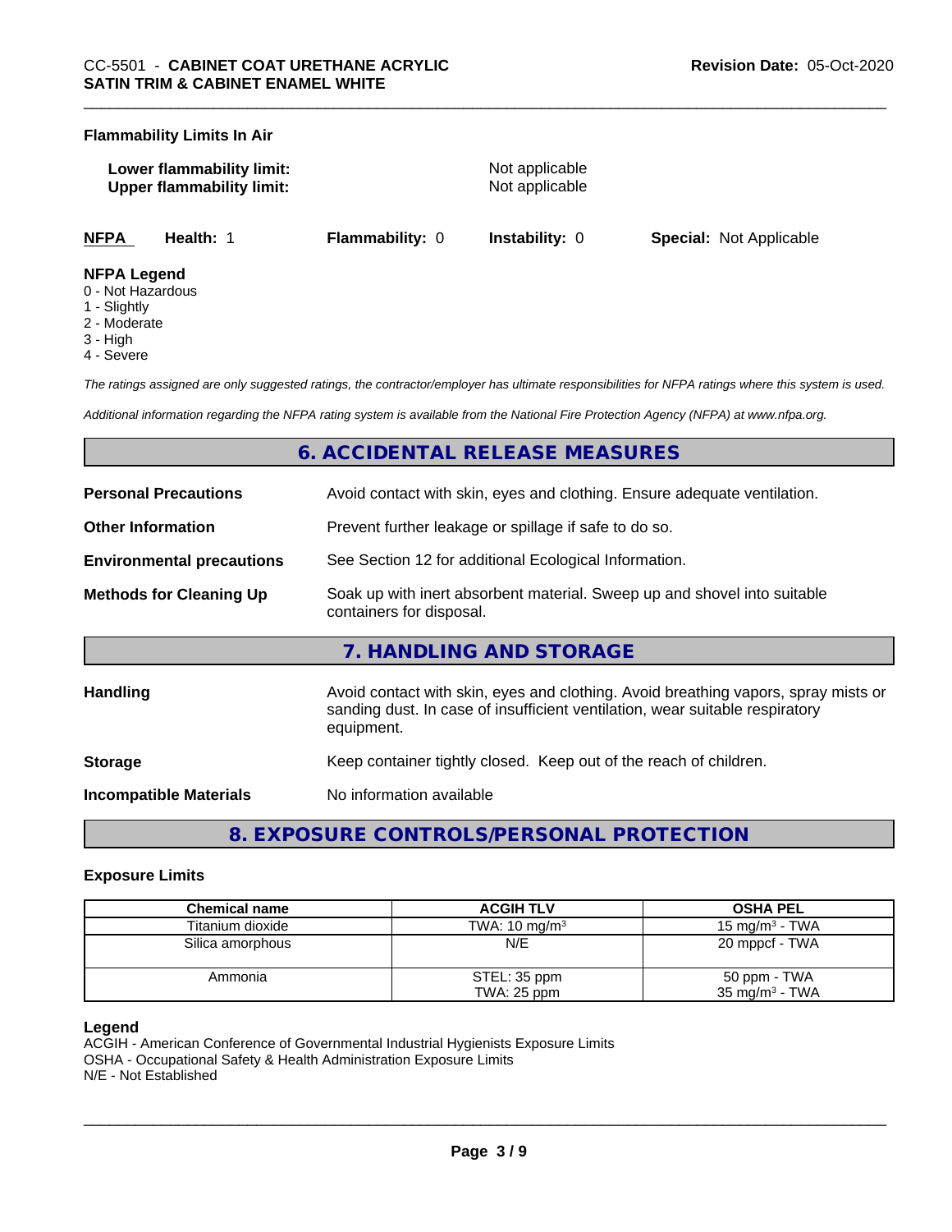**Flammability Limits In Air**

**Lower flammability limit:** Not applicable
**Upper flammability limit:** Not applicable

| **NFPA** | **Health:** 1 | **Flammability:** 0 | **Instability:** 0 | **Special:** Not Applicable |
|---|---|---|---|---|

**NFPA Legend**
- 0 - Not Hazardous
- 1 - Slightly
- 2 - Moderate
- 3 - High
- 4 - Severe

*The ratings assigned are only suggested ratings, the contractor/employer has ultimate responsibilities for NFPA ratings where this system is used.*

*Additional information regarding the NFPA rating system is available from the National Fire Protection Agency (NFPA) at www.nfpa.org.*

## 6. ACCIDENTAL RELEASE MEASURES

**Personal Precautions** Avoid contact with skin, eyes and clothing. Ensure adequate ventilation.

**Other Information** Prevent further leakage or spillage if safe to do so.

**Environmental precautions** See Section 12 for additional Ecological Information.

**Methods for Cleaning Up** Soak up with inert absorbent material. Sweep up and shovel into suitable containers for disposal.

## 7. HANDLING AND STORAGE

**Handling** Avoid contact with skin, eyes and clothing. Avoid breathing vapors, spray mists or sanding dust. In case of insufficient ventilation, wear suitable respiratory equipment.

**Storage** Keep container tightly closed. Keep out of the reach of children.

**Incompatible Materials** No information available

## 8. EXPOSURE CONTROLS/PERSONAL PROTECTION

**Exposure Limits**

| Chemical name | ACGIH TLV | OSHA PEL |
|---|---|---|
| Titanium dioxide | TWA: 10 mg/m³ | 15 mg/m³ - TWA |
| Silica amorphous | N/E | 20 mppcf - TWA |
| Ammonia | STEL: 35 ppm<br>TWA: 25 ppm | 50 ppm - TWA<br>35 mg/m³ - TWA |

**Legend**
ACGIH - American Conference of Governmental Industrial Hygienists Exposure Limits
OSHA - Occupational Safety & Health Administration Exposure Limits
N/E - Not Established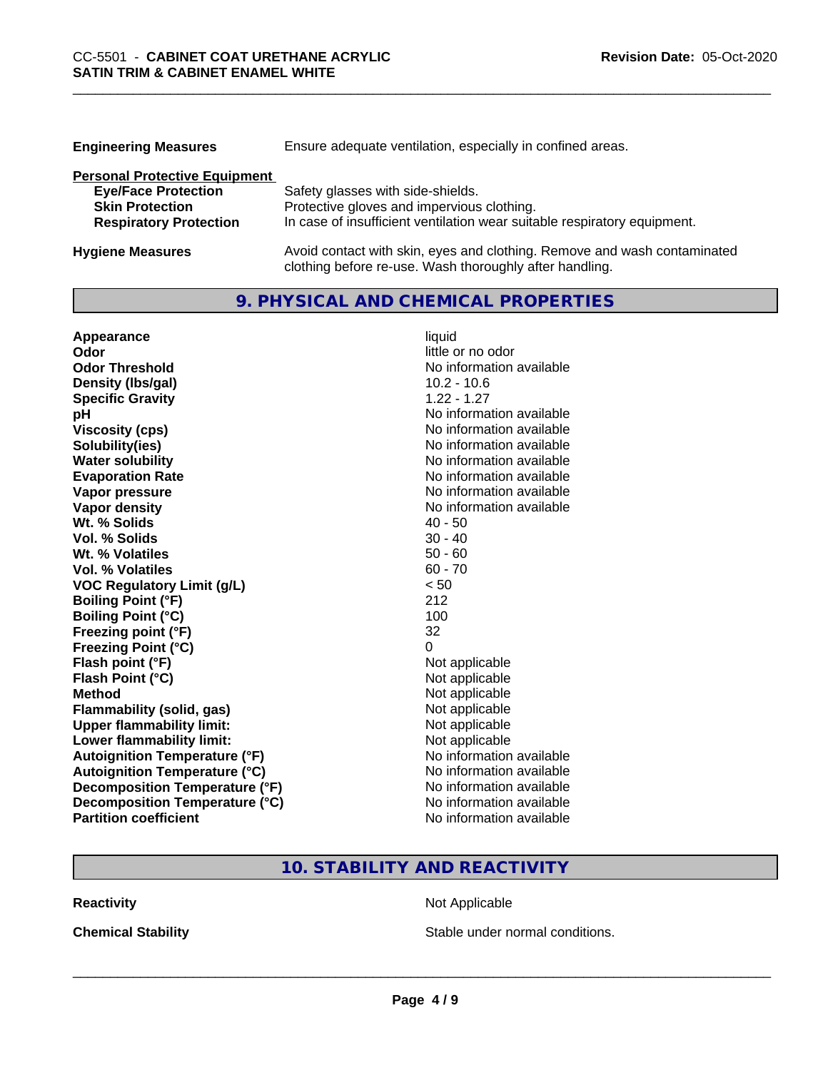| | |
|---|---|
| **Engineering Measures** | Ensure adequate ventilation, especially in confined areas. |

**Personal Protective Equipment**

| | |
|---|---|
| **Eye/Face Protection** | Safety glasses with side-shields. |
| **Skin Protection** | Protective gloves and impervious clothing. |
| **Respiratory Protection** | In case of insufficient ventilation wear suitable respiratory equipment. |

| | |
|---|---|
| **Hygiene Measures** | Avoid contact with skin, eyes and clothing. Remove and wash contaminated clothing before re-use. Wash thoroughly after handling. |

## 9. PHYSICAL AND CHEMICAL PROPERTIES

| | |
|---|---|
| **Appearance** | liquid |
| **Odor** | little or no odor |
| **Odor Threshold** | No information available |
| **Density (lbs/gal)** | 10.2 - 10.6 |
| **Specific Gravity** | 1.22 - 1.27 |
| **pH** | No information available |
| **Viscosity (cps)** | No information available |
| **Solubility(ies)** | No information available |
| **Water solubility** | No information available |
| **Evaporation Rate** | No information available |
| **Vapor pressure** | No information available |
| **Vapor density** | No information available |
| **Wt. % Solids** | 40 - 50 |
| **Vol. % Solids** | 30 - 40 |
| **Wt. % Volatiles** | 50 - 60 |
| **Vol. % Volatiles** | 60 - 70 |
| **VOC Regulatory Limit (g/L)** | < 50 |
| **Boiling Point (°F)** | 212 |
| **Boiling Point (°C)** | 100 |
| **Freezing point (°F)** | 32 |
| **Freezing Point (°C)** | 0 |
| **Flash point (°F)** | Not applicable |
| **Flash Point (°C)** | Not applicable |
| **Method** | Not applicable |
| **Flammability (solid, gas)** | Not applicable |
| **Upper flammability limit:** | Not applicable |
| **Lower flammability limit:** | Not applicable |
| **Autoignition Temperature (°F)** | No information available |
| **Autoignition Temperature (°C)** | No information available |
| **Decomposition Temperature (°F)** | No information available |
| **Decomposition Temperature (°C)** | No information available |
| **Partition coefficient** | No information available |

## 10. STABILITY AND REACTIVITY

| | |
|---|---|
| **Reactivity** | Not Applicable |
| **Chemical Stability** | Stable under normal conditions. |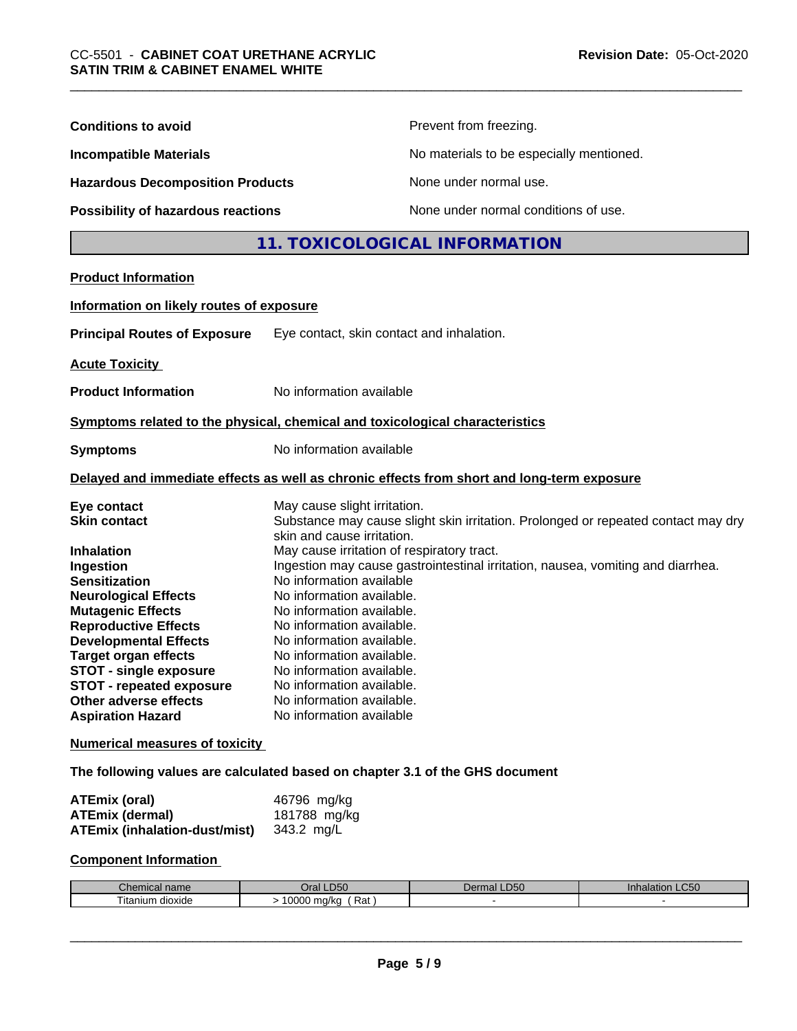**Conditions to avoid** Prevent from freezing.

**Incompatible Materials** No materials to be especially mentioned.

**Hazardous Decomposition Products** None under normal use.

**Possibility of hazardous reactions** None under normal conditions of use.

## 11. TOXICOLOGICAL INFORMATION

**Product Information**

**Information on likely routes of exposure**

**Principal Routes of Exposure** Eye contact, skin contact and inhalation.

**Acute Toxicity**

**Product Information** No information available

**Symptoms related to the physical, chemical and toxicological characteristics**

**Symptoms** No information available

**Delayed and immediate effects as well as chronic effects from short and long-term exposure**

**Eye contact** May cause slight irritation.
**Skin contact** Substance may cause slight skin irritation. Prolonged or repeated contact may dry skin and cause irritation.
**Inhalation** May cause irritation of respiratory tract.
**Ingestion** Ingestion may cause gastrointestinal irritation, nausea, vomiting and diarrhea.
**Sensitization** No information available
**Neurological Effects** No information available.
**Mutagenic Effects** No information available.
**Reproductive Effects** No information available.
**Developmental Effects** No information available.
**Target organ effects** No information available.
**STOT - single exposure** No information available.
**STOT - repeated exposure** No information available.
**Other adverse effects** No information available.
**Aspiration Hazard** No information available

**Numerical measures of toxicity**

**The following values are calculated based on chapter 3.1 of the GHS document**

**ATEmix (oral)** 46796 mg/kg
**ATEmix (dermal)** 181788 mg/kg
**ATEmix (inhalation-dust/mist)** 343.2 mg/L

**Component Information**

| Chemical name | Oral LD50 | Dermal LD50 | Inhalation LC50 |
|---|---|---|---|
| Titanium dioxide | > 10000 mg/kg ( Rat ) | - | - |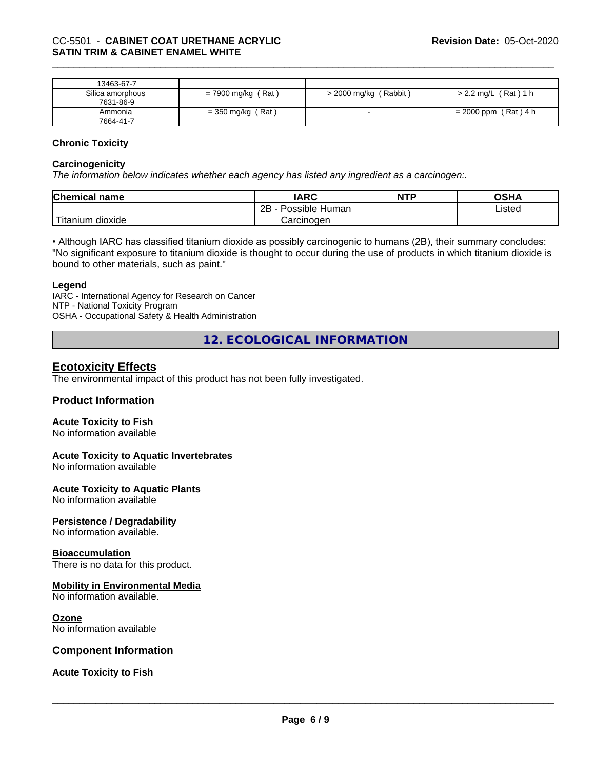| | | | |
|---|---|---|---|
| 13463-67-7 | | | |
| Silica amorphous 7631-86-9 | = 7900 mg/kg ( Rat ) | > 2000 mg/kg ( Rabbit ) | > 2.2 mg/L ( Rat ) 1 h |
| Ammonia 7664-41-7 | = 350 mg/kg ( Rat ) | - | = 2000 ppm ( Rat ) 4 h |

## Chronic Toxicity

### Carcinogenicity

*The information below indicates whether each agency has listed any ingredient as a carcinogen:.*

| Chemical name | IARC | NTP | OSHA |
|---|---|---|---|
| Titanium dioxide | 2B - Possible Human Carcinogen | | Listed |

• Although IARC has classified titanium dioxide as possibly carcinogenic to humans (2B), their summary concludes: "No significant exposure to titanium dioxide is thought to occur during the use of products in which titanium dioxide is bound to other materials, such as paint."

### Legend

IARC - International Agency for Research on Cancer
NTP - National Toxicity Program
OSHA - Occupational Safety & Health Administration

# 12. ECOLOGICAL INFORMATION

## Ecotoxicity Effects

The environmental impact of this product has not been fully investigated.

## Product Information

### Acute Toxicity to Fish

No information available

### Acute Toxicity to Aquatic Invertebrates

No information available

### Acute Toxicity to Aquatic Plants

No information available

### Persistence / Degradability

No information available.

### Bioaccumulation

There is no data for this product.

### Mobility in Environmental Media

No information available.

### Ozone

No information available

## Component Information

### Acute Toxicity to Fish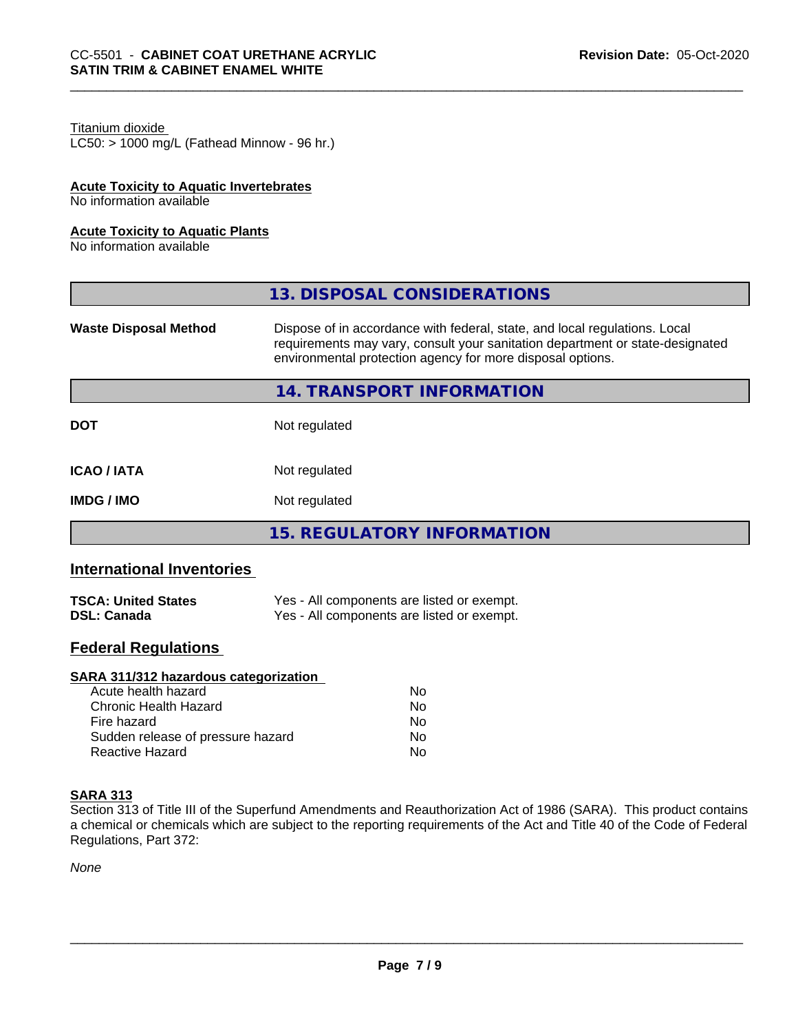Titanium dioxide
LC50: > 1000 mg/L (Fathead Minnow - 96 hr.)

**Acute Toxicity to Aquatic Invertebrates**
No information available

**Acute Toxicity to Aquatic Plants**
No information available

## 13. DISPOSAL CONSIDERATIONS

| | |
|---|---|
| **Waste Disposal Method** | Dispose of in accordance with federal, state, and local regulations. Local requirements may vary, consult your sanitation department or state-designated environmental protection agency for more disposal options. |

## 14. TRANSPORT INFORMATION

| | |
|---|---|
| **DOT** | Not regulated |
| **ICAO / IATA** | Not regulated |
| **IMDG / IMO** | Not regulated |

## 15. REGULATORY INFORMATION

### International Inventories

| | |
|---|---|
| **TSCA: United States** | Yes - All components are listed or exempt. |
| **DSL: Canada** | Yes - All components are listed or exempt. |

### Federal Regulations

**SARA 311/312 hazardous categorization**

| | |
|---|---|
| Acute health hazard | No |
| Chronic Health Hazard | No |
| Fire hazard | No |
| Sudden release of pressure hazard | No |
| Reactive Hazard | No |

**SARA 313**
Section 313 of Title III of the Superfund Amendments and Reauthorization Act of 1986 (SARA). This product contains a chemical or chemicals which are subject to the reporting requirements of the Act and Title 40 of the Code of Federal Regulations, Part 372:

*None*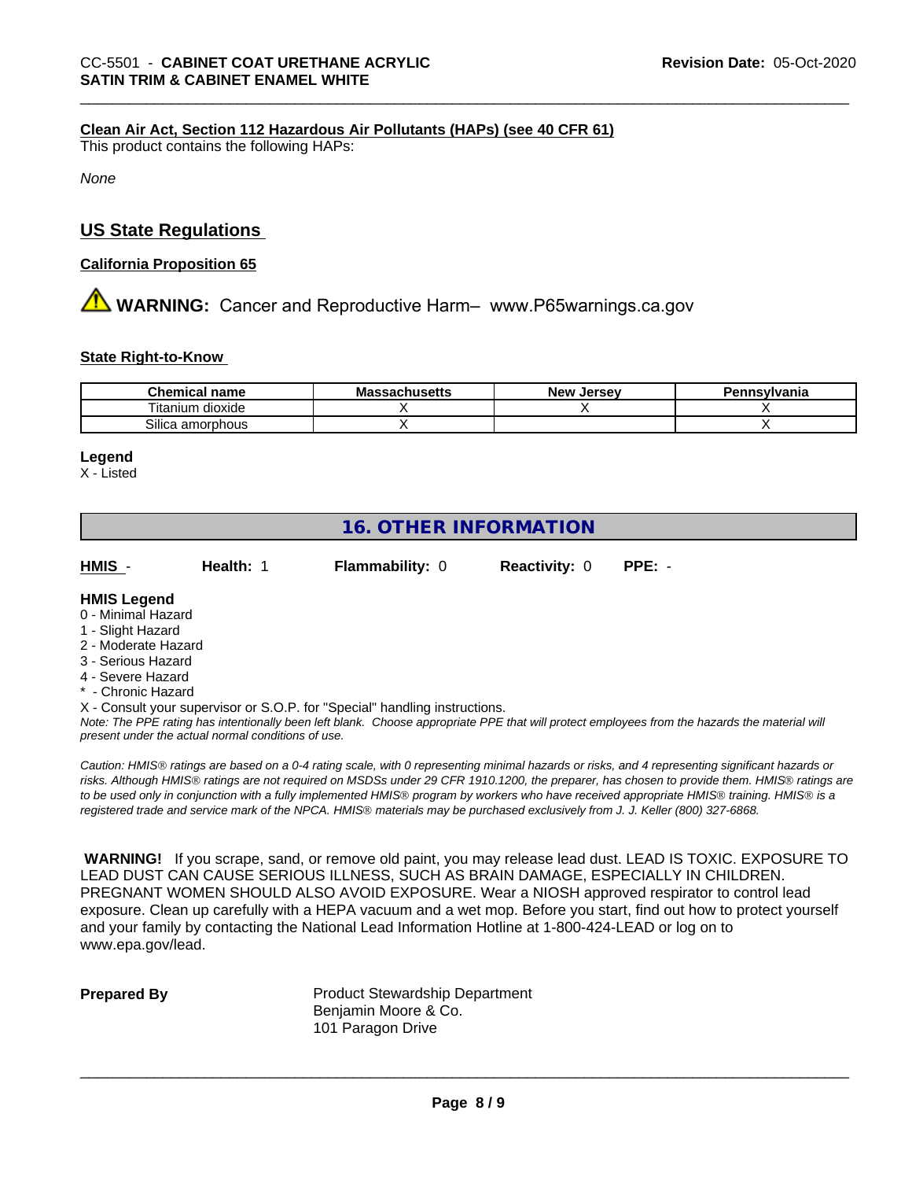**Clean Air Act, Section 112 Hazardous Air Pollutants (HAPs) (see 40 CFR 61)**
This product contains the following HAPs:

*None*

## US State Regulations

**California Proposition 65**

⚠ **WARNING:** Cancer and Reproductive Harm– www.P65warnings.ca.gov

**State Right-to-Know**

| Chemical name | Massachusetts | New Jersey | Pennsylvania |
|---|---|---|---|
| Titanium dioxide | X | X | X |
| Silica amorphous | X | | X |

**Legend**
X - Listed

## 16. OTHER INFORMATION

**HMIS** - **Health:** 1 **Flammability:** 0 **Reactivity:** 0 **PPE:** -

**HMIS Legend**
0 - Minimal Hazard
1 - Slight Hazard
2 - Moderate Hazard
3 - Serious Hazard
4 - Severe Hazard
* - Chronic Hazard
X - Consult your supervisor or S.O.P. for "Special" handling instructions.
*Note: The PPE rating has intentionally been left blank. Choose appropriate PPE that will protect employees from the hazards the material will present under the actual normal conditions of use.*

*Caution: HMIS® ratings are based on a 0-4 rating scale, with 0 representing minimal hazards or risks, and 4 representing significant hazards or risks. Although HMIS® ratings are not required on MSDSs under 29 CFR 1910.1200, the preparer, has chosen to provide them. HMIS® ratings are to be used only in conjunction with a fully implemented HMIS® program by workers who have received appropriate HMIS® training. HMIS® is a registered trade and service mark of the NPCA. HMIS® materials may be purchased exclusively from J. J. Keller (800) 327-6868.*

**WARNING!** If you scrape, sand, or remove old paint, you may release lead dust. LEAD IS TOXIC. EXPOSURE TO LEAD DUST CAN CAUSE SERIOUS ILLNESS, SUCH AS BRAIN DAMAGE, ESPECIALLY IN CHILDREN. PREGNANT WOMEN SHOULD ALSO AVOID EXPOSURE. Wear a NIOSH approved respirator to control lead exposure. Clean up carefully with a HEPA vacuum and a wet mop. Before you start, find out how to protect yourself and your family by contacting the National Lead Information Hotline at 1-800-424-LEAD or log on to www.epa.gov/lead.

**Prepared By** Product Stewardship Department
Benjamin Moore & Co.
101 Paragon Drive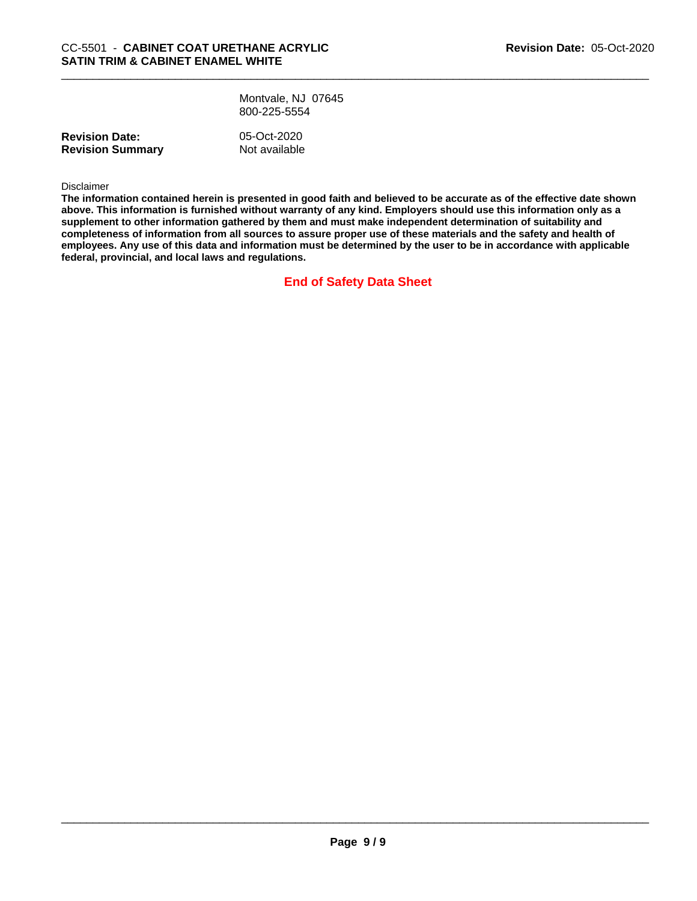Montvale, NJ 07645
800-225-5554

**Revision Date:** 05-Oct-2020
**Revision Summary** Not available

Disclaimer

**The information contained herein is presented in good faith and believed to be accurate as of the effective date shown above. This information is furnished without warranty of any kind. Employers should use this information only as a supplement to other information gathered by them and must make independent determination of suitability and completeness of information from all sources to assure proper use of these materials and the safety and health of employees. Any use of this data and information must be determined by the user to be in accordance with applicable federal, provincial, and local laws and regulations.**

**End of Safety Data Sheet**